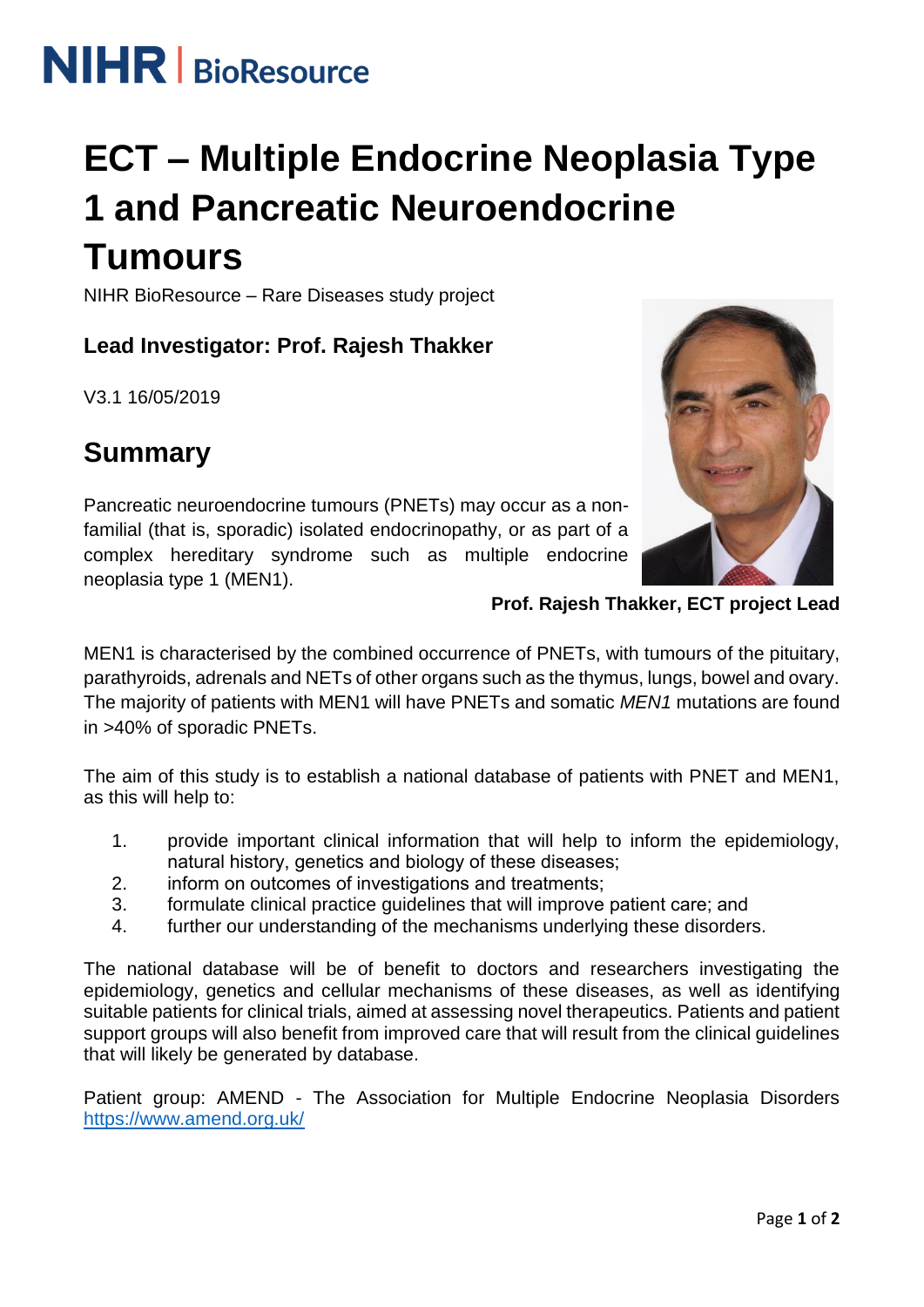NIHR | BioResource

# ECT – Multiple Endocrine Neoplasia Type 1 and Pancreatic Neuroendocrine Tumours

NIHR BioResource – Rare Diseases study project

### Lead Investigator: Prof. Rajesh Thakker

V3.1 16/05/2019

## Summary

Pancreatic neuroendocrine tumours (PNETs) may occur as a non-familial (that is, sporadic) isolated endocrinopathy, or as part of a complex hereditary syndrome such as multiple endocrine neoplasia type 1 (MEN1).

**Prof. Rajesh Thakker, ECT project Lead**

MEN1 is characterised by the combined occurrence of PNETs, with tumours of the pituitary, parathyroids, adrenals and NETs of other organs such as the thymus, lungs, bowel and ovary. The majority of patients with MEN1 will have PNETs and somatic *MEN1* mutations are found in >40% of sporadic PNETs.

The aim of this study is to establish a national database of patients with PNET and MEN1, as this will help to:

1. provide important clinical information that will help to inform the epidemiology, natural history, genetics and biology of these diseases;
2. inform on outcomes of investigations and treatments;
3. formulate clinical practice guidelines that will improve patient care; and
4. further our understanding of the mechanisms underlying these disorders.

The national database will be of benefit to doctors and researchers investigating the epidemiology, genetics and cellular mechanisms of these diseases, as well as identifying suitable patients for clinical trials, aimed at assessing novel therapeutics. Patients and patient support groups will also benefit from improved care that will result from the clinical guidelines that will likely be generated by database.

Patient group: AMEND - The Association for Multiple Endocrine Neoplasia Disorders https://www.amend.org.uk/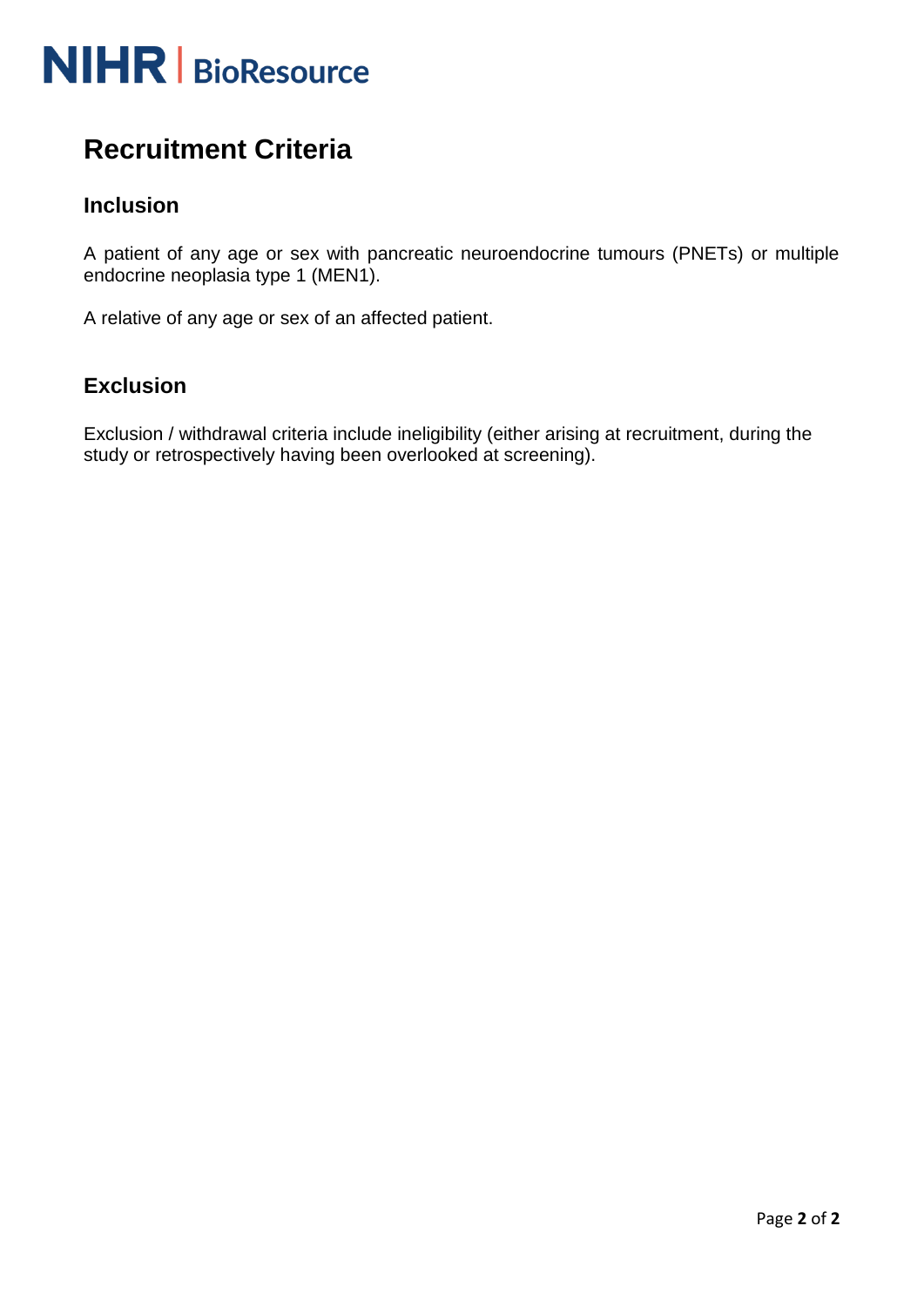# Recruitment Criteria

## Inclusion

A patient of any age or sex with pancreatic neuroendocrine tumours (PNETs) or multiple endocrine neoplasia type 1 (MEN1).

A relative of any age or sex of an affected patient.

## Exclusion

Exclusion / withdrawal criteria include ineligibility (either arising at recruitment, during the study or retrospectively having been overlooked at screening).